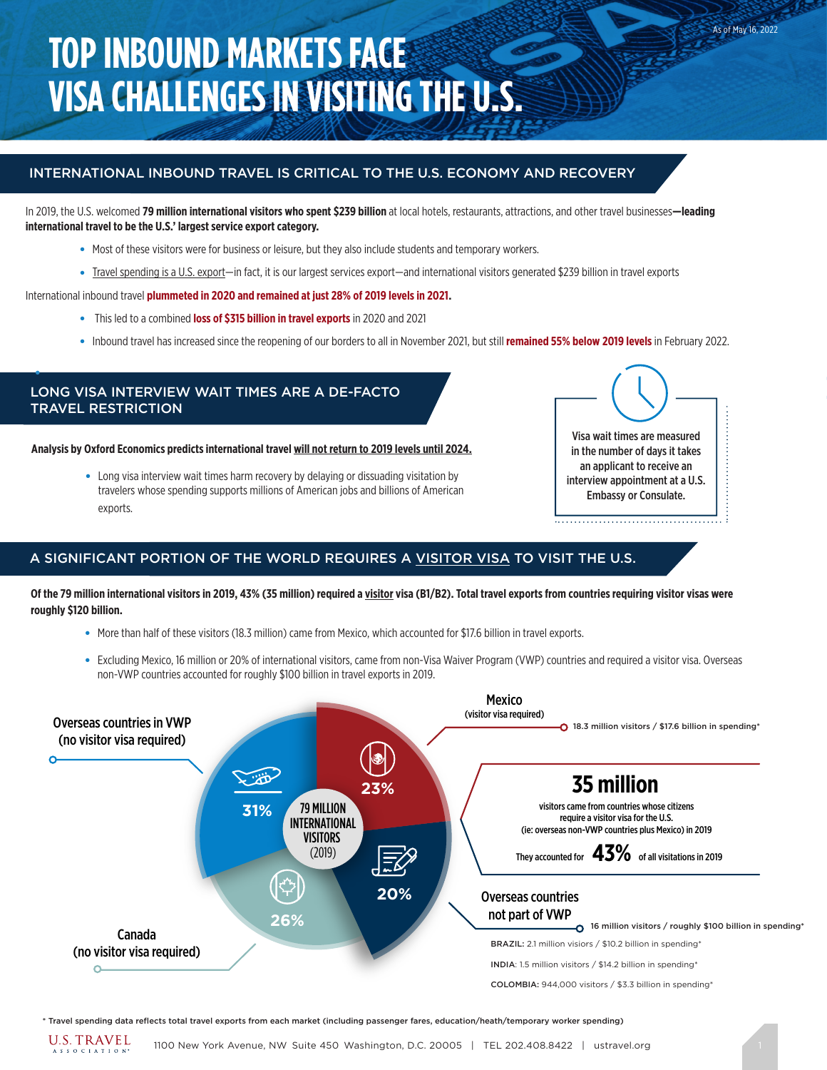As of May 16, 2022

# TOP INBOUND MARKETS FACE VISA CHALLENGES IN VISITING THE U.S.

## INTERNATIONAL INBOUND TRAVEL IS CRITICAL TO THE U.S. ECONOMY AND RECOVERY

In 2019, the U.S. welcomed **79 million international visitors who spent $239 billion** at local hotels, restaurants, attractions, and other travel businesses**—leading international travel to be the U.S.' largest service export category.**

- Most of these visitors were for business or leisure, but they also include students and temporary workers.
- Travel spending is a U.S. export—in fact, it is our largest services export—and international visitors generated $239 billion in travel exports

International inbound travel **plummeted in 2020 and remained at just 28% of 2019 levels in 2021.**

- This led to a combined **loss of $315 billion in travel exports** in 2020 and 2021
- Inbound travel has increased since the reopening of our borders to all in November 2021, but still **remained 55% below 2019 levels** in February 2022.

## LONG VISA INTERVIEW WAIT TIMES ARE A DE-FACTO TRAVEL RESTRICTION

**Analysis by Oxford Economics predicts international travel will not return to 2019 levels until 2024.**

- Long visa interview wait times harm recovery by delaying or dissuading visitation by travelers whose spending supports millions of American jobs and billions of American exports.

Visa wait times are measured in the number of days it takes an applicant to receive an interview appointment at a U.S. Embassy or Consulate.

## A SIGNIFICANT PORTION OF THE WORLD REQUIRES A VISITOR VISA TO VISIT THE U.S.

**Of the 79 million international visitors in 2019, 43% (35 million) required a visitor visa (B1/B2). Total travel exports from countries requiring visitor visas were roughly $120 billion.**

- More than half of these visitors (18.3 million) came from Mexico, which accounted for $17.6 billion in travel exports.
- Excluding Mexico, 16 million or 20% of international visitors, came from non-Visa Waiver Program (VWP) countries and required a visitor visa. Overseas non-VWP countries accounted for roughly $100 billion in travel exports in 2019.

**79 MILLION INTERNATIONAL VISITORS (2019)**

- Overseas countries in VWP (no visitor visa required): 31%
- Mexico (visitor visa required): 23% — 18.3 million visitors / $17.6 billion in spending*
- Overseas countries not part of VWP: 20% — 16 million visitors / roughly $100 billion in spending*
  - BRAZIL: 2.1 million visiors / $10.2 billion in spending*
  - INDIA: 1.5 million visitors / $14.2 billion in spending*
  - COLOMBIA: 944,000 visitors / $3.3 billion in spending*
- Canada (no visitor visa required): 26%

**35 million** visitors came from countries whose citizens require a visitor visa for the U.S. (ie: overseas non-VWP countries plus Mexico) in 2019

They accounted for **43%** of all visitations in 2019

\* Travel spending data reflects total travel exports from each market (including passenger fares, education/heath/temporary worker spending)

U.S. TRAVEL ASSOCIATION 1100 New York Avenue, NW Suite 450 Washington, D.C. 20005 | TEL 202.408.8422 | ustravel.org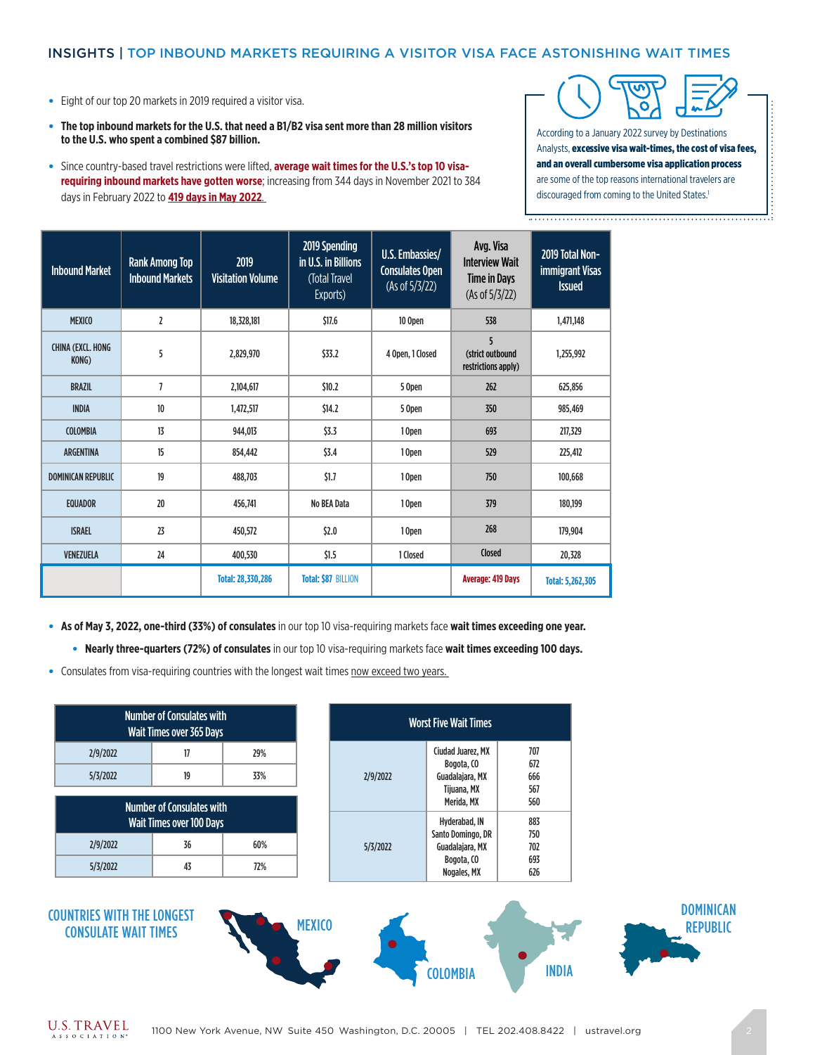## INSIGHTS | TOP INBOUND MARKETS REQUIRING A VISITOR VISA FACE ASTONISHING WAIT TIMES

- Eight of our top 20 markets in 2019 required a visitor visa.
- **The top inbound markets for the U.S. that need a B1/B2 visa sent more than 28 million visitors to the U.S. who spent a combined $87 billion.**
- Since country-based travel restrictions were lifted, **average wait times for the U.S.'s top 10 visa-requiring inbound markets have gotten worse**; increasing from 344 days in November 2021 to 384 days in February 2022 to **419 days in May 2022.**

According to a January 2022 survey by Destinations Analysts, **excessive visa wait-times, the cost of visa fees, and an overall cumbersome visa application process** are some of the top reasons international travelers are discouraged from coming to the United States.[1]

| Inbound Market | Rank Among Top Inbound Markets | 2019 Visitation Volume | 2019 Spending in U.S. in Billions (Total Travel Exports) | U.S. Embassies/ Consulates Open (As of 5/3/22) | Avg. Visa Interview Wait Time in Days (As of 5/3/22) | 2019 Total Non-immigrant Visas Issued |
|---|---|---|---|---|---|---|
| MEXICO | 2 | 18,328,181 | $17.6 | 10 Open | 538 | 1,471,148 |
| CHINA (EXCL. HONG KONG) | 5 | 2,829,970 | $33.2 | 4 Open, 1 Closed | 5 (strict outbound restrictions apply) | 1,255,992 |
| BRAZIL | 7 | 2,104,617 | $10.2 | 5 Open | 262 | 625,856 |
| INDIA | 10 | 1,472,517 | $14.2 | 5 Open | 350 | 985,469 |
| COLOMBIA | 13 | 944,013 | $3.3 | 1 Open | 693 | 217,329 |
| ARGENTINA | 15 | 854,442 | $3.4 | 1 Open | 529 | 225,412 |
| DOMINICAN REPUBLIC | 19 | 488,703 | $1.7 | 1 Open | 750 | 100,668 |
| EQUADOR | 20 | 456,741 | No BEA Data | 1 Open | 379 | 180,199 |
| ISRAEL | 23 | 450,572 | $2.0 | 1 Open | 268 | 179,904 |
| VENEZUELA | 24 | 400,530 | $1.5 | 1 Closed | Closed | 20,328 |
| | | Total: 28,330,286 | Total: $87 BILLION | | Average: 419 Days | Total: 5,262,305 |

- **As of May 3, 2022, one-third (33%) of consulates** in our top 10 visa-requiring markets face **wait times exceeding one year.**
  - **Nearly three-quarters (72%) of consulates** in our top 10 visa-requiring markets face **wait times exceeding 100 days.**
- Consulates from visa-requiring countries with the longest wait times now exceed two years.

| Number of Consulates with Wait Times over 365 Days | | |
|---|---|---|
| 2/9/2022 | 17 | 29% |
| 5/3/2022 | 19 | 33% |

| Number of Consulates with Wait Times over 100 Days | | |
|---|---|---|
| 2/9/2022 | 36 | 60% |
| 5/3/2022 | 43 | 72% |

| Worst Five Wait Times | | |
|---|---|---|
| 2/9/2022 | Ciudad Juarez, MX | 707 |
| | Bogota, CO | 672 |
| | Guadalajara, MX | 666 |
| | Tijuana, MX | 567 |
| | Merida, MX | 560 |
| 5/3/2022 | Hyderabad, IN | 883 |
| | Santo Domingo, DR | 750 |
| | Guadalajara, MX | 702 |
| | Bogota, CO | 693 |
| | Nogales, MX | 626 |

### COUNTRIES WITH THE LONGEST CONSULATE WAIT TIMES

MEXICO

COLOMBIA

INDIA

DOMINICAN REPUBLIC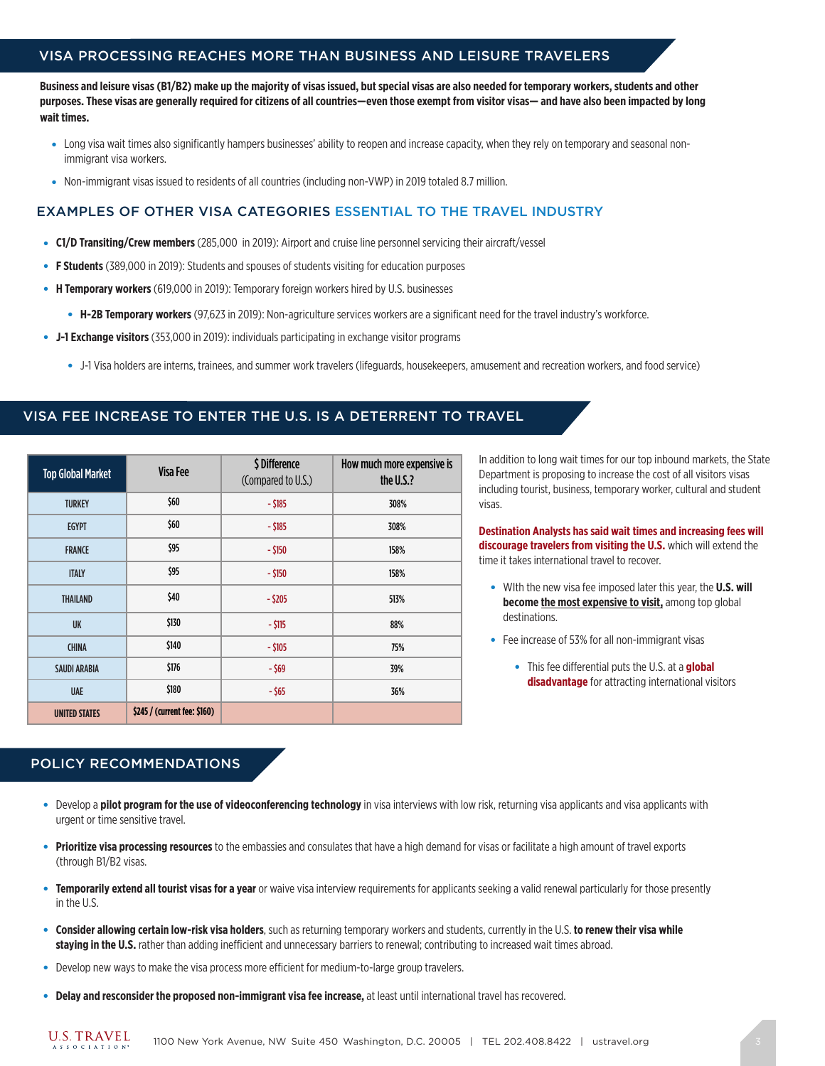## VISA PROCESSING REACHES MORE THAN BUSINESS AND LEISURE TRAVELERS

**Business and leisure visas (B1/B2) make up the majority of visas issued, but special visas are also needed for temporary workers, students and other purposes. These visas are generally required for citizens of all countries—even those exempt from visitor visas— and have also been impacted by long wait times.**

- Long visa wait times also significantly hampers businesses' ability to reopen and increase capacity, when they rely on temporary and seasonal non-immigrant visa workers.
- Non-immigrant visas issued to residents of all countries (including non-VWP) in 2019 totaled 8.7 million.

### EXAMPLES OF OTHER VISA CATEGORIES ESSENTIAL TO THE TRAVEL INDUSTRY

- **C1/D Transiting/Crew members** (285,000 in 2019): Airport and cruise line personnel servicing their aircraft/vessel
- **F Students** (389,000 in 2019): Students and spouses of students visiting for education purposes
- **H Temporary workers** (619,000 in 2019): Temporary foreign workers hired by U.S. businesses
  - **H-2B Temporary workers** (97,623 in 2019): Non-agriculture services workers are a significant need for the travel industry's workforce.
- **J-1 Exchange visitors** (353,000 in 2019): individuals participating in exchange visitor programs
  - J-1 Visa holders are interns, trainees, and summer work travelers (lifeguards, housekeepers, amusement and recreation workers, and food service)

## VISA FEE INCREASE TO ENTER THE U.S. IS A DETERRENT TO TRAVEL

| Top Global Market | Visa Fee | $ Difference (Compared to U.S.) | How much more expensive is the U.S.? |
|---|---|---|---|
| TURKEY | $60 | - $185 | 308% |
| EGYPT | $60 | - $185 | 308% |
| FRANCE | $95 | - $150 | 158% |
| ITALY | $95 | - $150 | 158% |
| THAILAND | $40 | - $205 | 513% |
| UK | $130 | - $115 | 88% |
| CHINA | $140 | - $105 | 75% |
| SAUDI ARABIA | $176 | - $69 | 39% |
| UAE | $180 | - $65 | 36% |
| UNITED STATES | $245 / (current fee: $160) | | |

In addition to long wait times for our top inbound markets, the State Department is proposing to increase the cost of all visitors visas including tourist, business, temporary worker, cultural and student visas.

**Destination Analysts has said wait times and increasing fees will discourage travelers from visiting the U.S.** which will extend the time it takes international travel to recover.

- WIth the new visa fee imposed later this year, the **U.S. will become the most expensive to visit,** among top global destinations.
- Fee increase of 53% for all non-immigrant visas
  - This fee differential puts the U.S. at a **global disadvantage** for attracting international visitors

## POLICY RECOMMENDATIONS

- Develop a **pilot program for the use of videoconferencing technology** in visa interviews with low risk, returning visa applicants and visa applicants with urgent or time sensitive travel.
- **Prioritize visa processing resources** to the embassies and consulates that have a high demand for visas or facilitate a high amount of travel exports (through B1/B2 visas.
- **Temporarily extend all tourist visas for a year** or waive visa interview requirements for applicants seeking a valid renewal particularly for those presently in the U.S.
- **Consider allowing certain low-risk visa holders**, such as returning temporary workers and students, currently in the U.S. **to renew their visa while staying in the U.S.** rather than adding inefficient and unnecessary barriers to renewal; contributing to increased wait times abroad.
- Develop new ways to make the visa process more efficient for medium-to-large group travelers.
- **Delay and reconsider the proposed non-immigrant visa fee increase,** at least until international travel has recovered.

U.S. TRAVEL ASSOCIATION 1100 New York Avenue, NW Suite 450 Washington, D.C. 20005 | TEL 202.408.8422 | ustravel.org